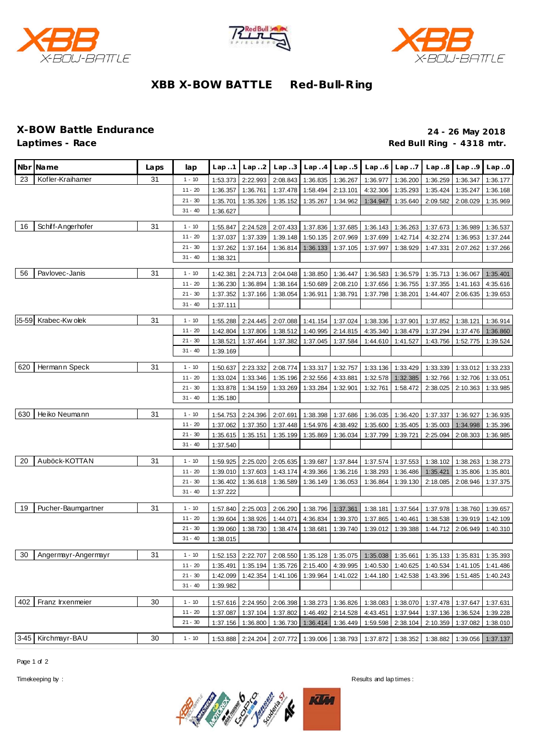# XBB X-BOW BATTLE Red-Bull-Ring

## X-BOW Battle Endurance

**Laptimes - Race**

**24 - 26 May 2018**

**Red Bull Ring - 4318 mtr.**

| Nbr | Name | Laps | lap | Lap..1 | Lap..2 | Lap..3 | Lap..4 | Lap..5 | Lap..6 | Lap..7 | Lap..8 | Lap..9 | Lap..0 |
|---|---|---|---|---|---|---|---|---|---|---|---|---|---|
| 23 | Kofler-Kraihamer | 31 | 1 - 10 | 1:53.373 | 2:22.993 | 2:08.843 | 1:36.835 | 1:36.267 | 1:36.977 | 1:36.200 | 1:36.259 | 1:36.347 | 1:36.177 |
| | | | 11 - 20 | 1:36.357 | 1:36.761 | 1:37.478 | 1:58.494 | 2:13.101 | 4:32.306 | 1:35.293 | 1:35.424 | 1:35.247 | 1:36.168 |
| | | | 21 - 30 | 1:35.701 | 1:35.326 | 1:35.152 | 1:35.267 | 1:34.962 | 1:34.947 | 1:35.640 | 2:09.582 | 2:08.029 | 1:35.969 |
| | | | 31 - 40 | 1:36.627 | | | | | | | | | |
| 16 | Schiff-Angerhofer | 31 | 1 - 10 | 1:55.847 | 2:24.528 | 2:07.433 | 1:37.836 | 1:37.685 | 1:36.143 | 1:36.263 | 1:37.673 | 1:36.989 | 1:36.537 |
| | | | 11 - 20 | 1:37.037 | 1:37.339 | 1:39.148 | 1:50.135 | 2:07.969 | 1:37.699 | 1:42.714 | 4:32.274 | 1:36.953 | 1:37.244 |
| | | | 21 - 30 | 1:37.262 | 1:37.164 | 1:36.814 | 1:36.133 | 1:37.105 | 1:37.997 | 1:38.929 | 1:47.331 | 2:07.262 | 1:37.266 |
| | | | 31 - 40 | 1:38.321 | | | | | | | | | |
| 56 | Pavlovec-Janis | 31 | 1 - 10 | 1:42.381 | 2:24.713 | 2:04.048 | 1:38.850 | 1:36.447 | 1:36.583 | 1:36.579 | 1:35.713 | 1:36.067 | 1:35.401 |
| | | | 11 - 20 | 1:36.230 | 1:36.894 | 1:38.164 | 1:50.689 | 2:08.210 | 1:37.656 | 1:36.755 | 1:37.355 | 1:41.163 | 4:35.616 |
| | | | 21 - 30 | 1:37.352 | 1:37.166 | 1:38.054 | 1:36.911 | 1:38.791 | 1:37.798 | 1:38.201 | 1:44.407 | 2:06.635 | 1:39.653 |
| | | | 31 - 40 | 1:37.111 | | | | | | | | | |
| 55-59 | Krabec-Kwolek | 31 | 1 - 10 | 1:55.288 | 2:24.445 | 2:07.088 | 1:41.154 | 1:37.024 | 1:38.336 | 1:37.901 | 1:37.852 | 1:38.121 | 1:36.914 |
| | | | 11 - 20 | 1:42.804 | 1:37.806 | 1:38.512 | 1:40.995 | 2:14.815 | 4:35.340 | 1:38.479 | 1:37.294 | 1:37.476 | 1:36.860 |
| | | | 21 - 30 | 1:38.521 | 1:37.464 | 1:37.382 | 1:37.045 | 1:37.584 | 1:44.610 | 1:41.527 | 1:43.756 | 1:52.775 | 1:39.524 |
| | | | 31 - 40 | 1:39.169 | | | | | | | | | |
| 620 | Hermann Speck | 31 | 1 - 10 | 1:50.637 | 2:23.332 | 2:08.774 | 1:33.317 | 1:32.757 | 1:33.136 | 1:33.429 | 1:33.339 | 1:33.012 | 1:33.233 |
| | | | 11 - 20 | 1:33.024 | 1:33.346 | 1:35.196 | 2:32.556 | 4:33.881 | 1:32.578 | 1:32.385 | 1:32.766 | 1:32.706 | 1:33.051 |
| | | | 21 - 30 | 1:33.878 | 1:34.159 | 1:33.269 | 1:33.284 | 1:32.901 | 1:32.761 | 1:58.472 | 2:38.025 | 2:10.363 | 1:33.985 |
| | | | 31 - 40 | 1:35.180 | | | | | | | | | |
| 630 | Heiko Neumann | 31 | 1 - 10 | 1:54.753 | 2:24.396 | 2:07.691 | 1:38.398 | 1:37.686 | 1:36.035 | 1:36.420 | 1:37.337 | 1:36.927 | 1:36.935 |
| | | | 11 - 20 | 1:37.062 | 1:37.350 | 1:37.448 | 1:54.976 | 4:38.492 | 1:35.600 | 1:35.405 | 1:35.003 | 1:34.998 | 1:35.396 |
| | | | 21 - 30 | 1:35.615 | 1:35.151 | 1:35.199 | 1:35.869 | 1:36.034 | 1:37.799 | 1:39.721 | 2:25.094 | 2:08.303 | 1:36.985 |
| | | | 31 - 40 | 1:37.540 | | | | | | | | | |
| 20 | Auböck-KOTTAN | 31 | 1 - 10 | 1:59.925 | 2:25.020 | 2:05.635 | 1:39.687 | 1:37.844 | 1:37.574 | 1:37.553 | 1:38.102 | 1:38.263 | 1:38.273 |
| | | | 11 - 20 | 1:39.010 | 1:37.603 | 1:43.174 | 4:39.366 | 1:36.216 | 1:38.293 | 1:36.486 | 1:35.421 | 1:35.806 | 1:35.801 |
| | | | 21 - 30 | 1:36.402 | 1:36.618 | 1:36.589 | 1:36.149 | 1:36.053 | 1:36.864 | 1:39.130 | 2:18.085 | 2:08.946 | 1:37.375 |
| | | | 31 - 40 | 1:37.222 | | | | | | | | | |
| 19 | Pucher-Baumgartner | 31 | 1 - 10 | 1:57.840 | 2:25.003 | 2:06.290 | 1:38.796 | 1:37.361 | 1:38.181 | 1:37.564 | 1:37.978 | 1:38.760 | 1:39.657 |
| | | | 11 - 20 | 1:39.604 | 1:38.926 | 1:44.071 | 4:36.834 | 1:39.370 | 1:37.865 | 1:40.461 | 1:38.538 | 1:39.919 | 1:42.109 |
| | | | 21 - 30 | 1:39.060 | 1:38.730 | 1:38.474 | 1:38.681 | 1:39.740 | 1:39.012 | 1:39.388 | 1:44.712 | 2:06.949 | 1:40.310 |
| | | | 31 - 40 | 1:38.015 | | | | | | | | | |
| 30 | Angermayr-Angermayr | 31 | 1 - 10 | 1:52.153 | 2:22.707 | 2:08.550 | 1:35.128 | 1:35.075 | 1:35.038 | 1:35.661 | 1:35.133 | 1:35.831 | 1:35.393 |
| | | | 11 - 20 | 1:35.491 | 1:35.194 | 1:35.726 | 2:15.400 | 4:39.995 | 1:40.530 | 1:40.625 | 1:40.534 | 1:41.105 | 1:41.486 |
| | | | 21 - 30 | 1:42.099 | 1:42.354 | 1:41.106 | 1:39.964 | 1:41.022 | 1:44.180 | 1:42.538 | 1:43.396 | 1:51.485 | 1:40.243 |
| | | | 31 - 40 | 1:39.982 | | | | | | | | | |
| 402 | Franz Irxenmeier | 30 | 1 - 10 | 1:57.616 | 2:24.950 | 2:06.398 | 1:38.273 | 1:36.826 | 1:38.083 | 1:38.070 | 1:37.478 | 1:37.647 | 1:37.631 |
| | | | 11 - 20 | 1:37.087 | 1:37.104 | 1:37.802 | 1:46.492 | 2:14.528 | 4:43.451 | 1:37.944 | 1:37.136 | 1:36.524 | 1:39.228 |
| | | | 21 - 30 | 1:37.156 | 1:36.800 | 1:36.730 | 1:36.414 | 1:36.449 | 1:59.598 | 2:38.104 | 2:10.359 | 1:37.082 | 1:38.010 |
| 3-45 | Kirchmayr-BAU | 30 | 1 - 10 | 1:53.888 | 2:24.204 | 2:07.772 | 1:39.006 | 1:38.793 | 1:37.872 | 1:38.352 | 1:38.882 | 1:39.056 | 1:37.137 |

Timekeeping by :

Results and lap times :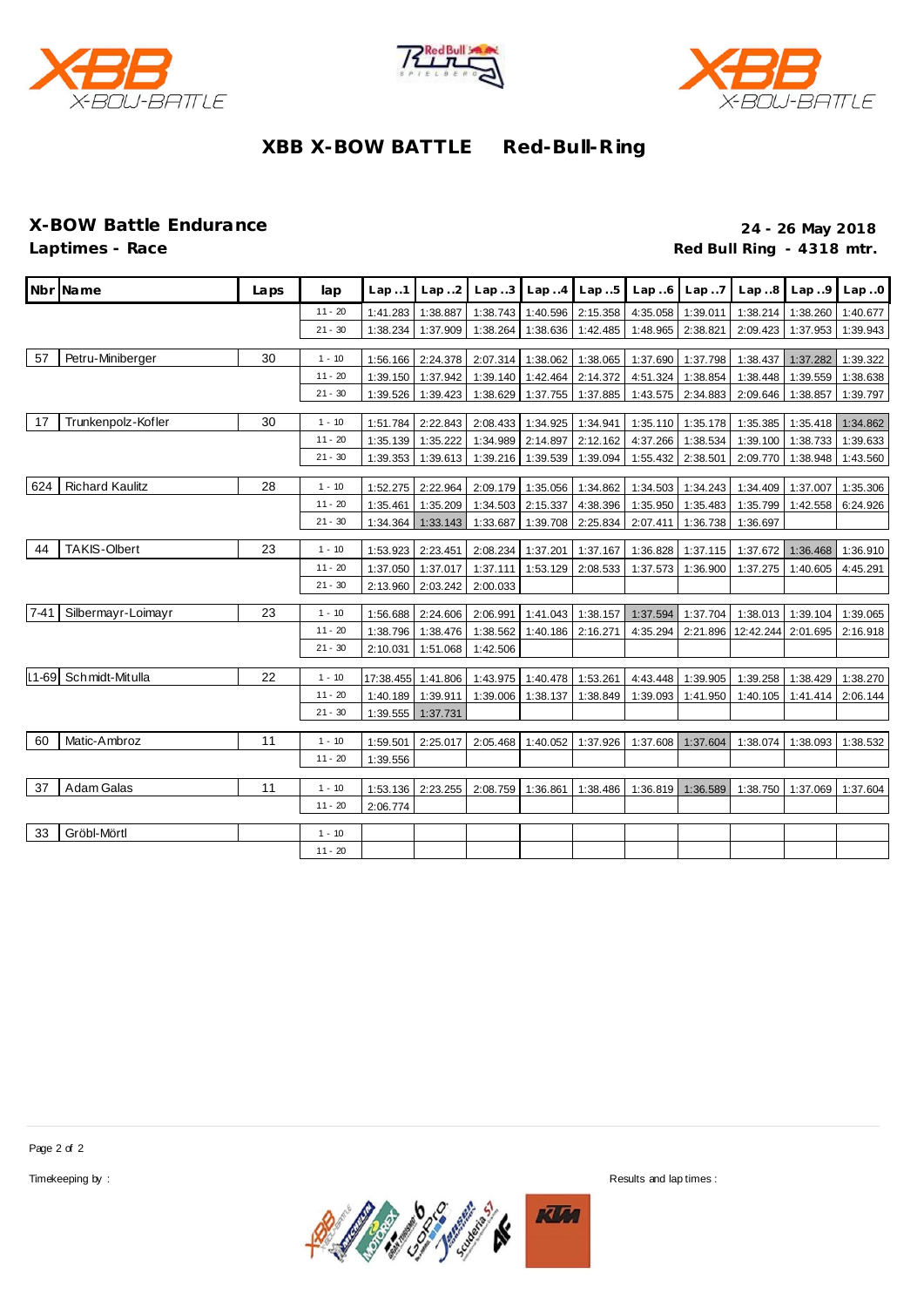# XBB X-BOW BATTLE Red-Bull-Ring

## X-BOW Battle Endurance

**Laptimes - Race**

**24 - 26 May 2018**

**Red Bull Ring - 4318 mtr.**

| Nbr | Name | Laps | lap | Lap ..1 | Lap ..2 | Lap ..3 | Lap ..4 | Lap ..5 | Lap ..6 | Lap ..7 | Lap ..8 | Lap ..9 | Lap ..0 |
|---|---|---|---|---|---|---|---|---|---|---|---|---|---|
| | | | 11 - 20 | 1:41.283 | 1:38.887 | 1:38.743 | 1:40.596 | 2:15.358 | 4:35.058 | 1:39.011 | 1:38.214 | 1:38.260 | 1:40.677 |
| | | | 21 - 30 | 1:38.234 | 1:37.909 | 1:38.264 | 1:38.636 | 1:42.485 | 1:48.965 | 2:38.821 | 2:09.423 | 1:37.953 | 1:39.943 |
| 57 | Petru-Miniberger | 30 | 1 - 10 | 1:56.166 | 2:24.378 | 2:07.314 | 1:38.062 | 1:38.065 | 1:37.690 | 1:37.798 | 1:38.437 | 1:37.282 | 1:39.322 |
| | | | 11 - 20 | 1:39.150 | 1:37.942 | 1:39.140 | 1:42.464 | 2:14.372 | 4:51.324 | 1:38.854 | 1:38.448 | 1:39.559 | 1:38.638 |
| | | | 21 - 30 | 1:39.526 | 1:39.423 | 1:38.629 | 1:37.755 | 1:37.885 | 1:43.575 | 2:34.883 | 2:09.646 | 1:38.857 | 1:39.797 |
| 17 | Trunkenpolz-Kofler | 30 | 1 - 10 | 1:51.784 | 2:22.843 | 2:08.433 | 1:34.925 | 1:34.941 | 1:35.110 | 1:35.178 | 1:35.385 | 1:35.418 | 1:34.862 |
| | | | 11 - 20 | 1:35.139 | 1:35.222 | 1:34.989 | 2:14.897 | 2:12.162 | 4:37.266 | 1:38.534 | 1:39.100 | 1:38.733 | 1:39.633 |
| | | | 21 - 30 | 1:39.353 | 1:39.613 | 1:39.216 | 1:39.539 | 1:39.094 | 1:55.432 | 2:38.501 | 2:09.770 | 1:38.948 | 1:43.560 |
| 624 | Richard Kaulitz | 28 | 1 - 10 | 1:52.275 | 2:22.964 | 2:09.179 | 1:35.056 | 1:34.862 | 1:34.503 | 1:34.243 | 1:34.409 | 1:37.007 | 1:35.306 |
| | | | 11 - 20 | 1:35.461 | 1:35.209 | 1:34.503 | 2:15.337 | 4:38.396 | 1:35.950 | 1:35.483 | 1:35.799 | 1:42.558 | 6:24.926 |
| | | | 21 - 30 | 1:34.364 | 1:33.143 | 1:33.687 | 1:39.708 | 2:25.834 | 2:07.411 | 1:36.738 | 1:36.697 | | |
| 44 | TAKIS-Olbert | 23 | 1 - 10 | 1:53.923 | 2:23.451 | 2:08.234 | 1:37.201 | 1:37.167 | 1:36.828 | 1:37.115 | 1:37.672 | 1:36.468 | 1:36.910 |
| | | | 11 - 20 | 1:37.050 | 1:37.017 | 1:37.111 | 1:53.129 | 2:08.533 | 1:37.573 | 1:36.900 | 1:37.275 | 1:40.605 | 4:45.291 |
| | | | 21 - 30 | 2:13.960 | 2:03.242 | 2:00.033 | | | | | | | |
| 7-41 | Silbermayr-Loimayr | 23 | 1 - 10 | 1:56.688 | 2:24.606 | 2:06.991 | 1:41.043 | 1:38.157 | 1:37.594 | 1:37.704 | 1:38.013 | 1:39.104 | 1:39.065 |
| | | | 11 - 20 | 1:38.796 | 1:38.476 | 1:38.562 | 1:40.186 | 2:16.271 | 4:35.294 | 2:21.896 | 12:42.244 | 2:01.695 | 2:16.918 |
| | | | 21 - 30 | 2:10.031 | 1:51.068 | 1:42.506 | | | | | | | |
| 11-69 | Schmidt-Mitulla | 22 | 1 - 10 | 17:38.455 | 1:41.806 | 1:43.975 | 1:40.478 | 1:53.261 | 4:43.448 | 1:39.905 | 1:39.258 | 1:38.429 | 1:38.270 |
| | | | 11 - 20 | 1:40.189 | 1:39.911 | 1:39.006 | 1:38.137 | 1:38.849 | 1:39.093 | 1:41.950 | 1:40.105 | 1:41.414 | 2:06.144 |
| | | | 21 - 30 | 1:39.555 | 1:37.731 | | | | | | | | |
| 60 | Matic-Ambroz | 11 | 1 - 10 | 1:59.501 | 2:25.017 | 2:05.468 | 1:40.052 | 1:37.926 | 1:37.608 | 1:37.604 | 1:38.074 | 1:38.093 | 1:38.532 |
| | | | 11 - 20 | 1:39.556 | | | | | | | | | |
| 37 | Adam Galas | 11 | 1 - 10 | 1:53.136 | 2:23.255 | 2:08.759 | 1:36.861 | 1:38.486 | 1:36.819 | 1:36.589 | 1:38.750 | 1:37.069 | 1:37.604 |
| | | | 11 - 20 | 2:06.774 | | | | | | | | | |
| 33 | Gröbl-Mörtl | | 1 - 10 | | | | | | | | | | |
| | | | 11 - 20 | | | | | | | | | | |

Timekeeping by :

Results and lap times :